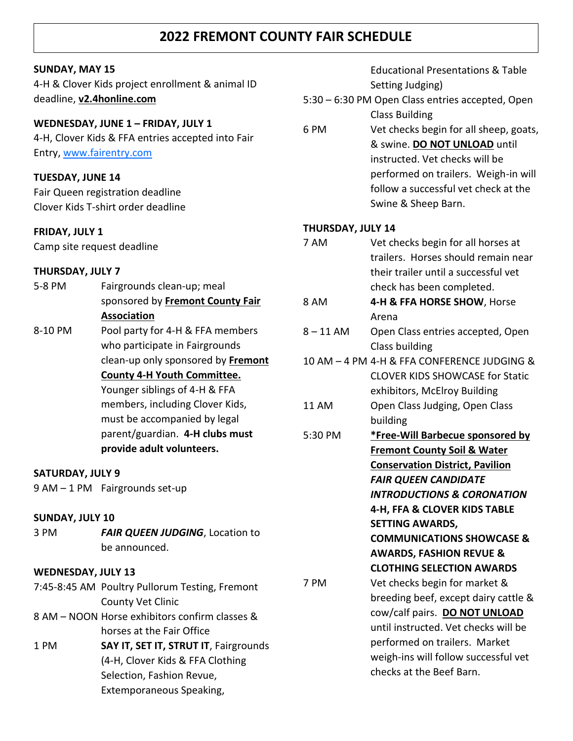# 2022 FREMONT COUNTY FAIR SCHEDULE

**SUNDAY, MAY 15**

4-H & Clover Kids project enrollment & animal ID deadline, **v2.4honline.com**

**WEDNESDAY, JUNE 1 – FRIDAY, JULY 1**

4-H, Clover Kids & FFA entries accepted into Fair Entry, www.fairentry.com

**TUESDAY, JUNE 14**

Fair Queen registration deadline
Clover Kids T-shirt order deadline

**FRIDAY, JULY 1**

Camp site request deadline

**THURSDAY, JULY 7**

5-8 PM Fairgrounds clean-up; meal sponsored by **Fremont County Fair Association**

8-10 PM Pool party for 4-H & FFA members who participate in Fairgrounds clean-up only sponsored by **Fremont County 4-H Youth Committee.** Younger siblings of 4-H & FFA members, including Clover Kids, must be accompanied by legal parent/guardian. **4-H clubs must provide adult volunteers.**

**SATURDAY, JULY 9**

9 AM – 1 PM Fairgrounds set-up

**SUNDAY, JULY 10**

3 PM ***FAIR QUEEN JUDGING***, Location to be announced.

**WEDNESDAY, JULY 13**

7:45-8:45 AM Poultry Pullorum Testing, Fremont County Vet Clinic

8 AM – NOON Horse exhibitors confirm classes & horses at the Fair Office

1 PM **SAY IT, SET IT, STRUT IT**, Fairgrounds (4-H, Clover Kids & FFA Clothing Selection, Fashion Revue, Extemporaneous Speaking, Educational Presentations & Table Setting Judging)

5:30 – 6:30 PM Open Class entries accepted, Open Class Building

6 PM Vet checks begin for all sheep, goats, & swine. **DO NOT UNLOAD** until instructed. Vet checks will be performed on trailers. Weigh-in will follow a successful vet check at the Swine & Sheep Barn.

**THURSDAY, JULY 14**

7 AM Vet checks begin for all horses at trailers. Horses should remain near their trailer until a successful vet check has been completed.

8 AM **4-H & FFA HORSE SHOW**, Horse Arena

8 – 11 AM Open Class entries accepted, Open Class building

10 AM – 4 PM 4-H & FFA CONFERENCE JUDGING & CLOVER KIDS SHOWCASE for Static exhibitors, McElroy Building

11 AM Open Class Judging, Open Class building

5:30 PM **\*Free-Will Barbecue sponsored by Fremont County Soil & Water Conservation District, Pavilion**
***FAIR QUEEN CANDIDATE INTRODUCTIONS & CORONATION***
**4-H, FFA & CLOVER KIDS TABLE SETTING AWARDS, COMMUNICATIONS SHOWCASE & AWARDS, FASHION REVUE & CLOTHING SELECTION AWARDS**

7 PM Vet checks begin for market & breeding beef, except dairy cattle & cow/calf pairs. **DO NOT UNLOAD** until instructed. Vet checks will be performed on trailers. Market weigh-ins will follow successful vet checks at the Beef Barn.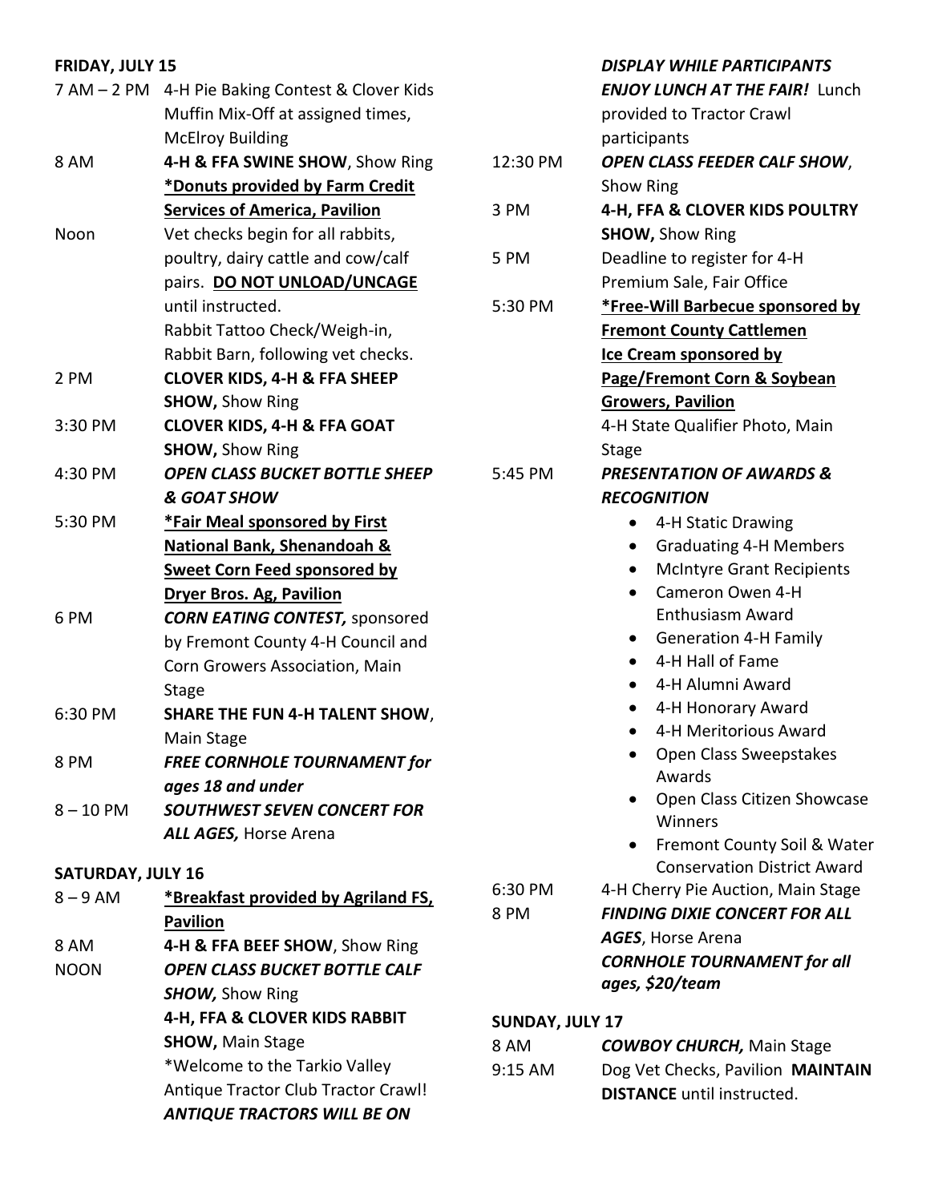**FRIDAY, JULY 15**

| | |
|---|---|
| 7 AM – 2 PM | 4-H Pie Baking Contest & Clover Kids Muffin Mix-Off at assigned times, McElroy Building |
| 8 AM | **4-H & FFA SWINE SHOW**, Show Ring **<u>*Donuts provided by Farm Credit Services of America, Pavilion</u>** |
| Noon | Vet checks begin for all rabbits, poultry, dairy cattle and cow/calf pairs. **<u>DO NOT UNLOAD/UNCAGE</u>** until instructed. Rabbit Tattoo Check/Weigh-in, Rabbit Barn, following vet checks. |
| 2 PM | **CLOVER KIDS, 4-H & FFA SHEEP SHOW,** Show Ring |
| 3:30 PM | **CLOVER KIDS, 4-H & FFA GOAT SHOW,** Show Ring |
| 4:30 PM | ***OPEN CLASS BUCKET BOTTLE SHEEP & GOAT SHOW*** |
| 5:30 PM | **<u>*Fair Meal sponsored by First National Bank, Shenandoah & Sweet Corn Feed sponsored by Dryer Bros. Ag, Pavilion</u>** |
| 6 PM | ***CORN EATING CONTEST,*** sponsored by Fremont County 4-H Council and Corn Growers Association, Main Stage |
| 6:30 PM | **SHARE THE FUN 4-H TALENT SHOW**, Main Stage |
| 8 PM | ***FREE CORNHOLE TOURNAMENT for ages 18 and under*** |
| 8 – 10 PM | ***SOUTHWEST SEVEN CONCERT FOR ALL AGES,*** Horse Arena |

**SATURDAY, JULY 16**

| | |
|---|---|
| 8 – 9 AM | **<u>*Breakfast provided by Agriland FS, Pavilion</u>** |
| 8 AM | **4-H & FFA BEEF SHOW**, Show Ring |
| NOON | ***OPEN CLASS BUCKET BOTTLE CALF SHOW,*** Show Ring<br>**4-H, FFA & CLOVER KIDS RABBIT SHOW,** Main Stage<br>*Welcome to the Tarkio Valley Antique Tractor Club Tractor Crawl! ***ANTIQUE TRACTORS WILL BE ON DISPLAY WHILE PARTICIPANTS ENJOY LUNCH AT THE FAIR!*** Lunch provided to Tractor Crawl participants |
| 12:30 PM | ***OPEN CLASS FEEDER CALF SHOW***, Show Ring |
| 3 PM | **4-H, FFA & CLOVER KIDS POULTRY SHOW,** Show Ring |
| 5 PM | Deadline to register for 4-H Premium Sale, Fair Office |
| 5:30 PM | **<u>*Free-Will Barbecue sponsored by Fremont County Cattlemen Ice Cream sponsored by Page/Fremont Corn & Soybean Growers, Pavilion</u>**<br>4-H State Qualifier Photo, Main Stage |
| 5:45 PM | ***PRESENTATION OF AWARDS & RECOGNITION*** |

- 4-H Static Drawing
- Graduating 4-H Members
- McIntyre Grant Recipients
- Cameron Owen 4-H Enthusiasm Award
- Generation 4-H Family
- 4-H Hall of Fame
- 4-H Alumni Award
- 4-H Honorary Award
- 4-H Meritorious Award
- Open Class Sweepstakes Awards
- Open Class Citizen Showcase Winners
- Fremont County Soil & Water Conservation District Award

| | |
|---|---|
| 6:30 PM | 4-H Cherry Pie Auction, Main Stage |
| 8 PM | ***FINDING DIXIE CONCERT FOR ALL AGES***, Horse Arena<br>***CORNHOLE TOURNAMENT for all ages, $20/team*** |

**SUNDAY, JULY 17**

| | |
|---|---|
| 8 AM | ***COWBOY CHURCH,*** Main Stage |
| 9:15 AM | Dog Vet Checks, Pavilion **MAINTAIN DISTANCE** until instructed. |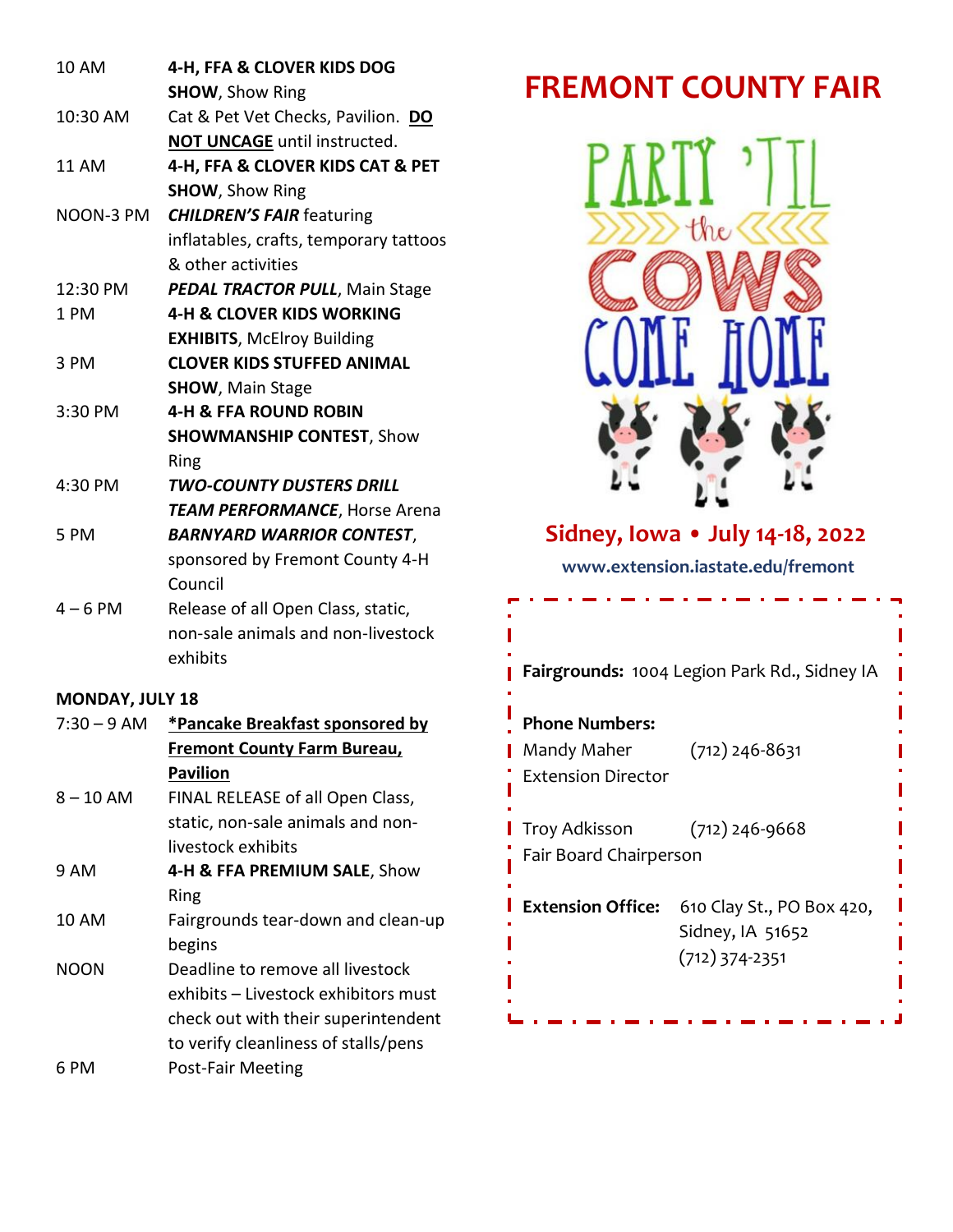10 AM **4-H, FFA & CLOVER KIDS DOG SHOW**, Show Ring

10:30 AM Cat & Pet Vet Checks, Pavilion. **DO NOT UNCAGE** until instructed.

11 AM **4-H, FFA & CLOVER KIDS CAT & PET SHOW**, Show Ring

NOON-3 PM ***CHILDREN'S FAIR*** featuring inflatables, crafts, temporary tattoos & other activities

12:30 PM ***PEDAL TRACTOR PULL***, Main Stage

1 PM **4-H & CLOVER KIDS WORKING EXHIBITS**, McElroy Building

3 PM **CLOVER KIDS STUFFED ANIMAL SHOW**, Main Stage

3:30 PM **4-H & FFA ROUND ROBIN SHOWMANSHIP CONTEST**, Show Ring

4:30 PM ***TWO-COUNTY DUSTERS DRILL TEAM PERFORMANCE***, Horse Arena

5 PM ***BARNYARD WARRIOR CONTEST***, sponsored by Fremont County 4-H Council

4 – 6 PM Release of all Open Class, static, non-sale animals and non-livestock exhibits

**MONDAY, JULY 18**

7:30 – 9 AM **\*Pancake Breakfast sponsored by Fremont County Farm Bureau, Pavilion**

8 – 10 AM FINAL RELEASE of all Open Class, static, non-sale animals and non-livestock exhibits

9 AM **4-H & FFA PREMIUM SALE**, Show Ring

10 AM Fairgrounds tear-down and clean-up begins

NOON Deadline to remove all livestock exhibits – Livestock exhibitors must check out with their superintendent to verify cleanliness of stalls/pens

6 PM Post-Fair Meeting

# FREMONT COUNTY FAIR

PARTY 'TIL the COWS COME HOME

**Sidney, Iowa • July 14-18, 2022**

**www.extension.iastate.edu/fremont**

**Fairgrounds:** 1004 Legion Park Rd., Sidney IA

**Phone Numbers:**

Mandy Maher (712) 246-8631
Extension Director

Troy Adkisson (712) 246-9668
Fair Board Chairperson

**Extension Office:** 610 Clay St., PO Box 420, Sidney, IA 51652
(712) 374-2351